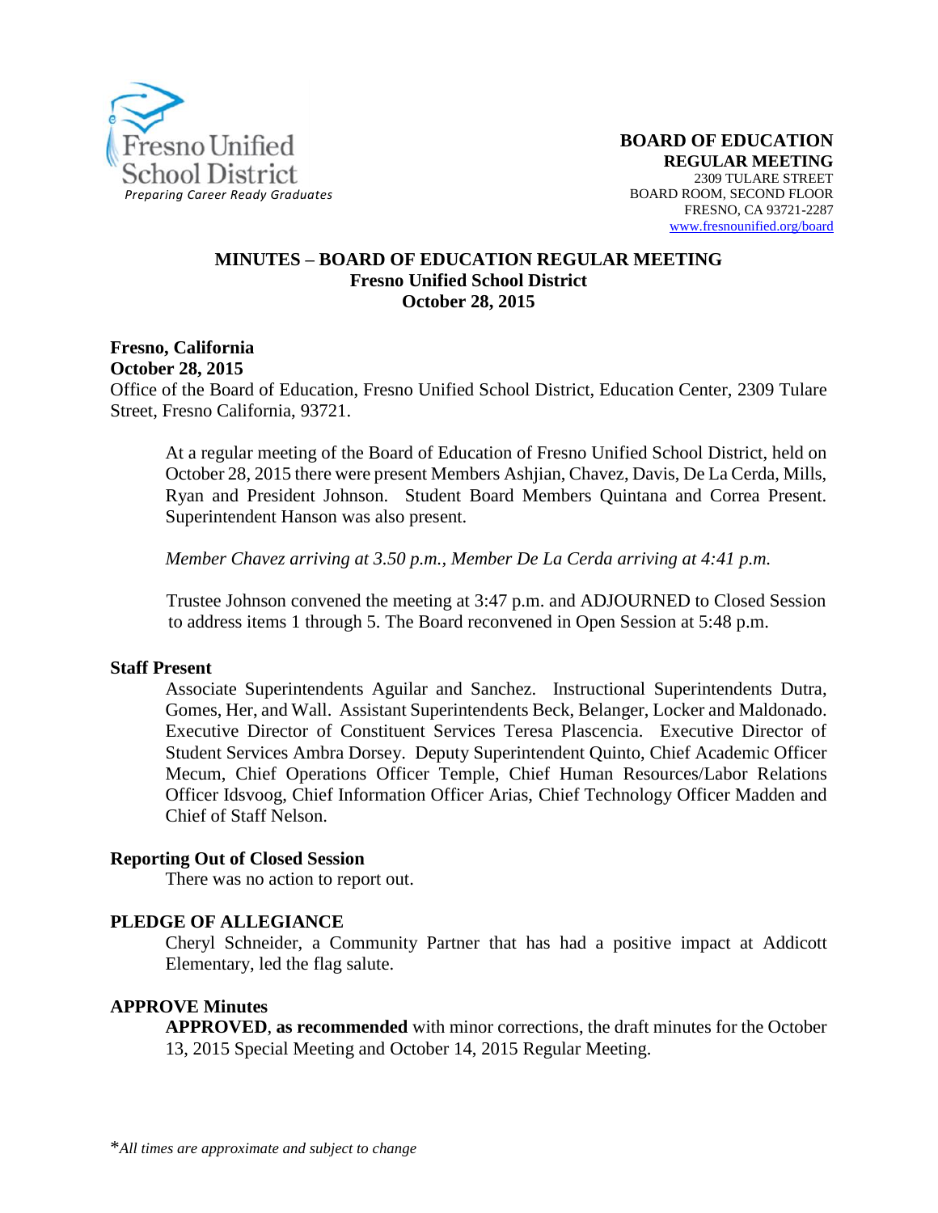Fresno Unified School District
*Preparing Career Ready Graduates*

**BOARD OF EDUCATION**
**REGULAR MEETING**
2309 TULARE STREET
BOARD ROOM, SECOND FLOOR
FRESNO, CA 93721-2287
www.fresnounified.org/board

# MINUTES – BOARD OF EDUCATION REGULAR MEETING
## Fresno Unified School District
## October 28, 2015

**Fresno, California**
**October 28, 2015**
Office of the Board of Education, Fresno Unified School District, Education Center, 2309 Tulare Street, Fresno California, 93721.

At a regular meeting of the Board of Education of Fresno Unified School District, held on October 28, 2015 there were present Members Ashjian, Chavez, Davis, De La Cerda, Mills, Ryan and President Johnson. Student Board Members Quintana and Correa Present. Superintendent Hanson was also present.

*Member Chavez arriving at 3.50 p.m., Member De La Cerda arriving at 4:41 p.m.*

Trustee Johnson convened the meeting at 3:47 p.m. and ADJOURNED to Closed Session to address items 1 through 5. The Board reconvened in Open Session at 5:48 p.m.

**Staff Present**

Associate Superintendents Aguilar and Sanchez. Instructional Superintendents Dutra, Gomes, Her, and Wall. Assistant Superintendents Beck, Belanger, Locker and Maldonado. Executive Director of Constituent Services Teresa Plascencia. Executive Director of Student Services Ambra Dorsey. Deputy Superintendent Quinto, Chief Academic Officer Mecum, Chief Operations Officer Temple, Chief Human Resources/Labor Relations Officer Idsvoog, Chief Information Officer Arias, Chief Technology Officer Madden and Chief of Staff Nelson.

**Reporting Out of Closed Session**

There was no action to report out.

**PLEDGE OF ALLEGIANCE**

Cheryl Schneider, a Community Partner that has had a positive impact at Addicott Elementary, led the flag salute.

**APPROVE Minutes**

**APPROVED**, **as recommended** with minor corrections, the draft minutes for the October 13, 2015 Special Meeting and October 14, 2015 Regular Meeting.

*\*All times are approximate and subject to change*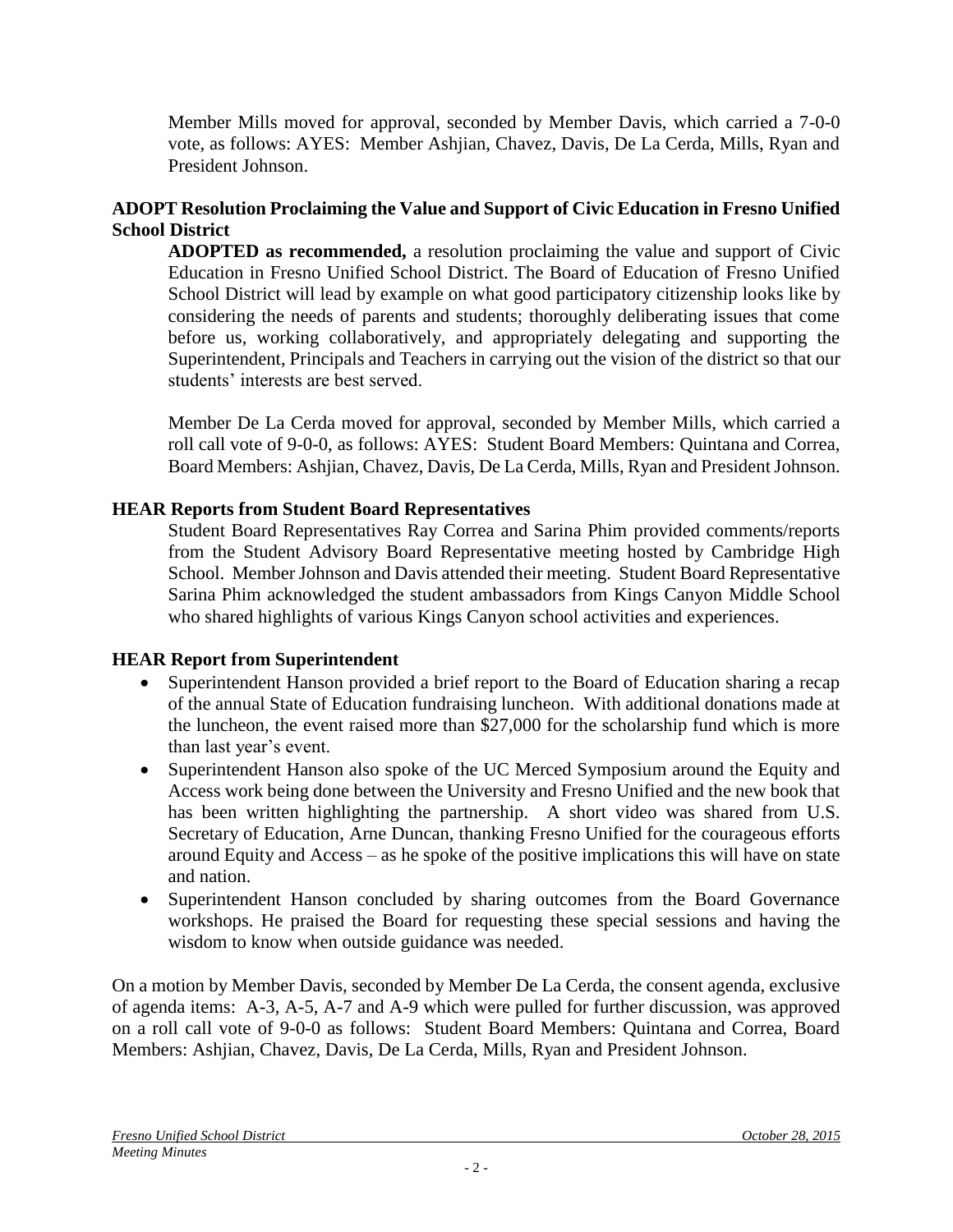Member Mills moved for approval, seconded by Member Davis, which carried a 7-0-0 vote, as follows: AYES: Member Ashjian, Chavez, Davis, De La Cerda, Mills, Ryan and President Johnson.

**ADOPT Resolution Proclaiming the Value and Support of Civic Education in Fresno Unified School District**

**ADOPTED as recommended,** a resolution proclaiming the value and support of Civic Education in Fresno Unified School District. The Board of Education of Fresno Unified School District will lead by example on what good participatory citizenship looks like by considering the needs of parents and students; thoroughly deliberating issues that come before us, working collaboratively, and appropriately delegating and supporting the Superintendent, Principals and Teachers in carrying out the vision of the district so that our students' interests are best served.

Member De La Cerda moved for approval, seconded by Member Mills, which carried a roll call vote of 9-0-0, as follows: AYES: Student Board Members: Quintana and Correa, Board Members: Ashjian, Chavez, Davis, De La Cerda, Mills, Ryan and President Johnson.

**HEAR Reports from Student Board Representatives**

Student Board Representatives Ray Correa and Sarina Phim provided comments/reports from the Student Advisory Board Representative meeting hosted by Cambridge High School. Member Johnson and Davis attended their meeting. Student Board Representative Sarina Phim acknowledged the student ambassadors from Kings Canyon Middle School who shared highlights of various Kings Canyon school activities and experiences.

**HEAR Report from Superintendent**

- Superintendent Hanson provided a brief report to the Board of Education sharing a recap of the annual State of Education fundraising luncheon. With additional donations made at the luncheon, the event raised more than $27,000 for the scholarship fund which is more than last year's event.
- Superintendent Hanson also spoke of the UC Merced Symposium around the Equity and Access work being done between the University and Fresno Unified and the new book that has been written highlighting the partnership. A short video was shared from U.S. Secretary of Education, Arne Duncan, thanking Fresno Unified for the courageous efforts around Equity and Access – as he spoke of the positive implications this will have on state and nation.
- Superintendent Hanson concluded by sharing outcomes from the Board Governance workshops. He praised the Board for requesting these special sessions and having the wisdom to know when outside guidance was needed.

On a motion by Member Davis, seconded by Member De La Cerda, the consent agenda, exclusive of agenda items: A-3, A-5, A-7 and A-9 which were pulled for further discussion, was approved on a roll call vote of 9-0-0 as follows: Student Board Members: Quintana and Correa, Board Members: Ashjian, Chavez, Davis, De La Cerda, Mills, Ryan and President Johnson.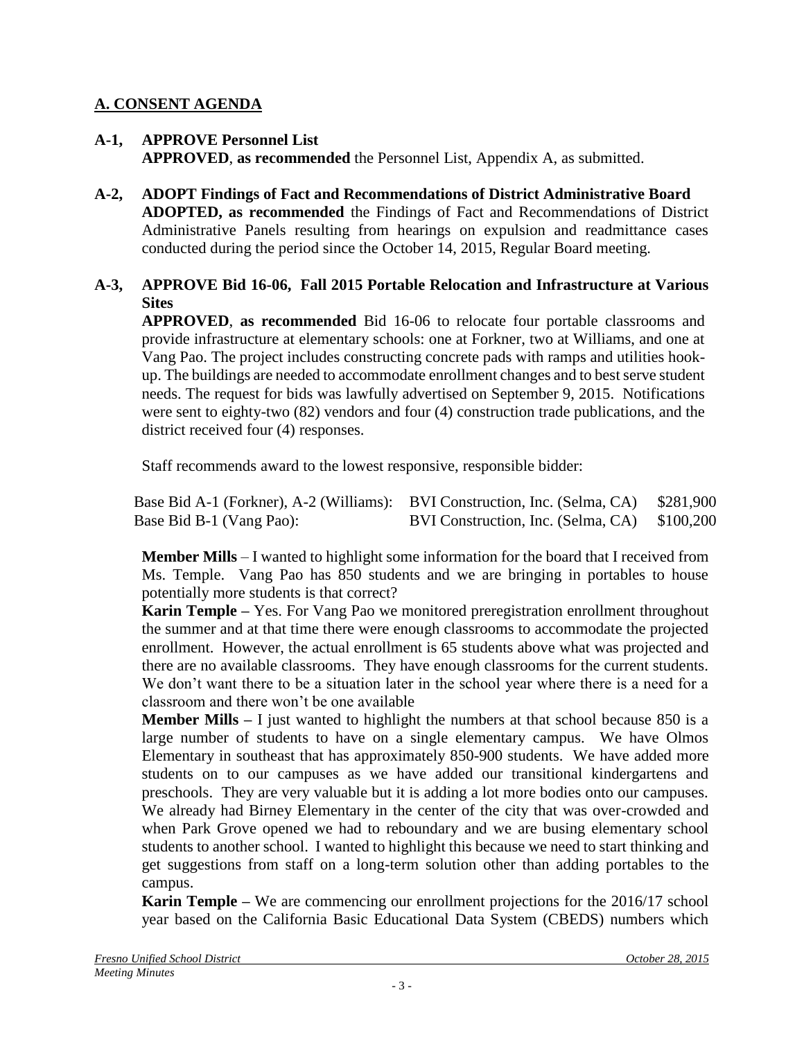## A. CONSENT AGENDA

**A-1, APPROVE Personnel List**
**APPROVED**, **as recommended** the Personnel List, Appendix A, as submitted.

**A-2, ADOPT Findings of Fact and Recommendations of District Administrative Board**
**ADOPTED, as recommended** the Findings of Fact and Recommendations of District Administrative Panels resulting from hearings on expulsion and readmittance cases conducted during the period since the October 14, 2015, Regular Board meeting.

**A-3, APPROVE Bid 16-06, Fall 2015 Portable Relocation and Infrastructure at Various Sites**
**APPROVED**, **as recommended** Bid 16-06 to relocate four portable classrooms and provide infrastructure at elementary schools: one at Forkner, two at Williams, and one at Vang Pao. The project includes constructing concrete pads with ramps and utilities hook-up. The buildings are needed to accommodate enrollment changes and to best serve student needs. The request for bids was lawfully advertised on September 9, 2015. Notifications were sent to eighty-two (82) vendors and four (4) construction trade publications, and the district received four (4) responses.

Staff recommends award to the lowest responsive, responsible bidder:

| | | |
|---|---|---|
| Base Bid A-1 (Forkner), A-2 (Williams): | BVI Construction, Inc. (Selma, CA) | \$281,900 |
| Base Bid B-1 (Vang Pao): | BVI Construction, Inc. (Selma, CA) | \$100,200 |

**Member Mills** – I wanted to highlight some information for the board that I received from Ms. Temple. Vang Pao has 850 students and we are bringing in portables to house potentially more students is that correct?

**Karin Temple –** Yes. For Vang Pao we monitored preregistration enrollment throughout the summer and at that time there were enough classrooms to accommodate the projected enrollment. However, the actual enrollment is 65 students above what was projected and there are no available classrooms. They have enough classrooms for the current students. We don't want there to be a situation later in the school year where there is a need for a classroom and there won't be one available

**Member Mills –** I just wanted to highlight the numbers at that school because 850 is a large number of students to have on a single elementary campus. We have Olmos Elementary in southeast that has approximately 850-900 students. We have added more students on to our campuses as we have added our transitional kindergartens and preschools. They are very valuable but it is adding a lot more bodies onto our campuses. We already had Birney Elementary in the center of the city that was over-crowded and when Park Grove opened we had to reboundary and we are busing elementary school students to another school. I wanted to highlight this because we need to start thinking and get suggestions from staff on a long-term solution other than adding portables to the campus.

**Karin Temple –** We are commencing our enrollment projections for the 2016/17 school year based on the California Basic Educational Data System (CBEDS) numbers which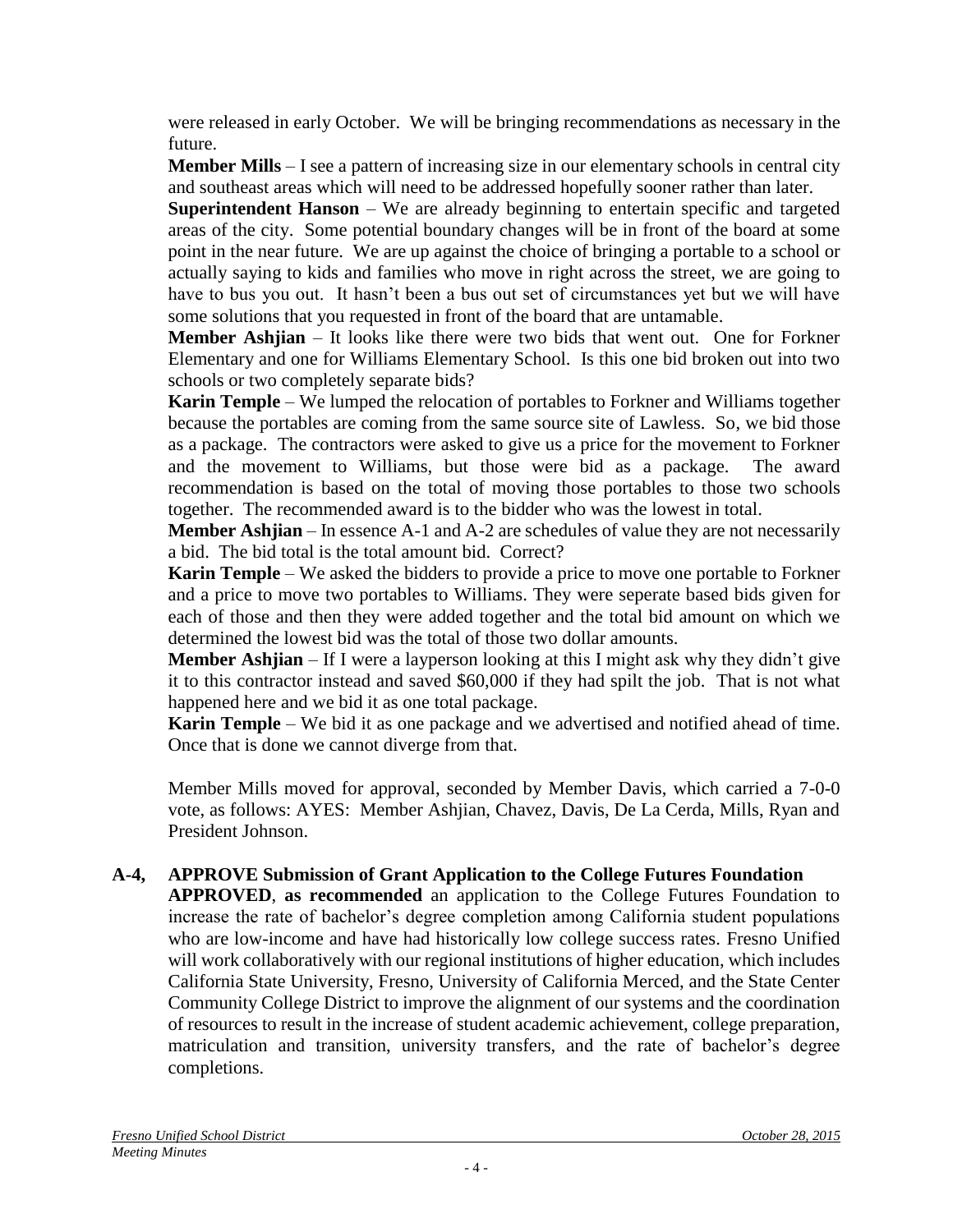were released in early October. We will be bringing recommendations as necessary in the future.

**Member Mills** – I see a pattern of increasing size in our elementary schools in central city and southeast areas which will need to be addressed hopefully sooner rather than later.

**Superintendent Hanson** – We are already beginning to entertain specific and targeted areas of the city. Some potential boundary changes will be in front of the board at some point in the near future. We are up against the choice of bringing a portable to a school or actually saying to kids and families who move in right across the street, we are going to have to bus you out. It hasn't been a bus out set of circumstances yet but we will have some solutions that you requested in front of the board that are untamable.

**Member Ashjian** – It looks like there were two bids that went out. One for Forkner Elementary and one for Williams Elementary School. Is this one bid broken out into two schools or two completely separate bids?

**Karin Temple** – We lumped the relocation of portables to Forkner and Williams together because the portables are coming from the same source site of Lawless. So, we bid those as a package. The contractors were asked to give us a price for the movement to Forkner and the movement to Williams, but those were bid as a package. The award recommendation is based on the total of moving those portables to those two schools together. The recommended award is to the bidder who was the lowest in total.

**Member Ashjian** – In essence A-1 and A-2 are schedules of value they are not necessarily a bid. The bid total is the total amount bid. Correct?

**Karin Temple** – We asked the bidders to provide a price to move one portable to Forkner and a price to move two portables to Williams. They were seperate based bids given for each of those and then they were added together and the total bid amount on which we determined the lowest bid was the total of those two dollar amounts.

**Member Ashjian** – If I were a layperson looking at this I might ask why they didn't give it to this contractor instead and saved $60,000 if they had spilt the job. That is not what happened here and we bid it as one total package.

**Karin Temple** – We bid it as one package and we advertised and notified ahead of time. Once that is done we cannot diverge from that.

Member Mills moved for approval, seconded by Member Davis, which carried a 7-0-0 vote, as follows: AYES: Member Ashjian, Chavez, Davis, De La Cerda, Mills, Ryan and President Johnson.

**A-4, APPROVE Submission of Grant Application to the College Futures Foundation**

**APPROVED**, **as recommended** an application to the College Futures Foundation to increase the rate of bachelor's degree completion among California student populations who are low-income and have had historically low college success rates. Fresno Unified will work collaboratively with our regional institutions of higher education, which includes California State University, Fresno, University of California Merced, and the State Center Community College District to improve the alignment of our systems and the coordination of resources to result in the increase of student academic achievement, college preparation, matriculation and transition, university transfers, and the rate of bachelor's degree completions.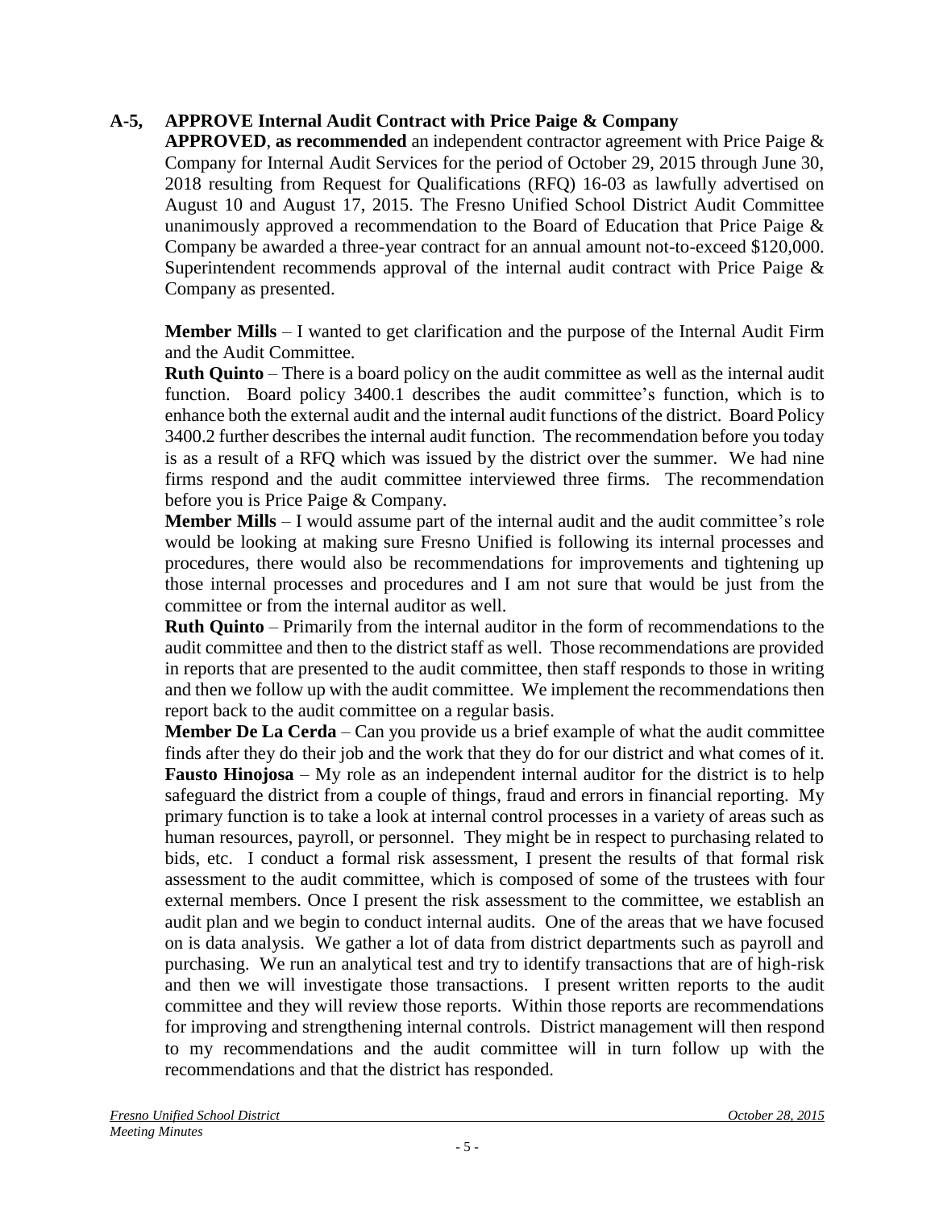**A-5, APPROVE Internal Audit Contract with Price Paige & Company**

**APPROVED**, **as recommended** an independent contractor agreement with Price Paige & Company for Internal Audit Services for the period of October 29, 2015 through June 30, 2018 resulting from Request for Qualifications (RFQ) 16-03 as lawfully advertised on August 10 and August 17, 2015. The Fresno Unified School District Audit Committee unanimously approved a recommendation to the Board of Education that Price Paige & Company be awarded a three-year contract for an annual amount not-to-exceed $120,000. Superintendent recommends approval of the internal audit contract with Price Paige & Company as presented.

**Member Mills** – I wanted to get clarification and the purpose of the Internal Audit Firm and the Audit Committee.

**Ruth Quinto** – There is a board policy on the audit committee as well as the internal audit function. Board policy 3400.1 describes the audit committee's function, which is to enhance both the external audit and the internal audit functions of the district. Board Policy 3400.2 further describes the internal audit function. The recommendation before you today is as a result of a RFQ which was issued by the district over the summer. We had nine firms respond and the audit committee interviewed three firms. The recommendation before you is Price Paige & Company.

**Member Mills** – I would assume part of the internal audit and the audit committee's role would be looking at making sure Fresno Unified is following its internal processes and procedures, there would also be recommendations for improvements and tightening up those internal processes and procedures and I am not sure that would be just from the committee or from the internal auditor as well.

**Ruth Quinto** – Primarily from the internal auditor in the form of recommendations to the audit committee and then to the district staff as well. Those recommendations are provided in reports that are presented to the audit committee, then staff responds to those in writing and then we follow up with the audit committee. We implement the recommendations then report back to the audit committee on a regular basis.

**Member De La Cerda** – Can you provide us a brief example of what the audit committee finds after they do their job and the work that they do for our district and what comes of it.

**Fausto Hinojosa** – My role as an independent internal auditor for the district is to help safeguard the district from a couple of things, fraud and errors in financial reporting. My primary function is to take a look at internal control processes in a variety of areas such as human resources, payroll, or personnel. They might be in respect to purchasing related to bids, etc. I conduct a formal risk assessment, I present the results of that formal risk assessment to the audit committee, which is composed of some of the trustees with four external members. Once I present the risk assessment to the committee, we establish an audit plan and we begin to conduct internal audits. One of the areas that we have focused on is data analysis. We gather a lot of data from district departments such as payroll and purchasing. We run an analytical test and try to identify transactions that are of high-risk and then we will investigate those transactions. I present written reports to the audit committee and they will review those reports. Within those reports are recommendations for improving and strengthening internal controls. District management will then respond to my recommendations and the audit committee will in turn follow up with the recommendations and that the district has responded.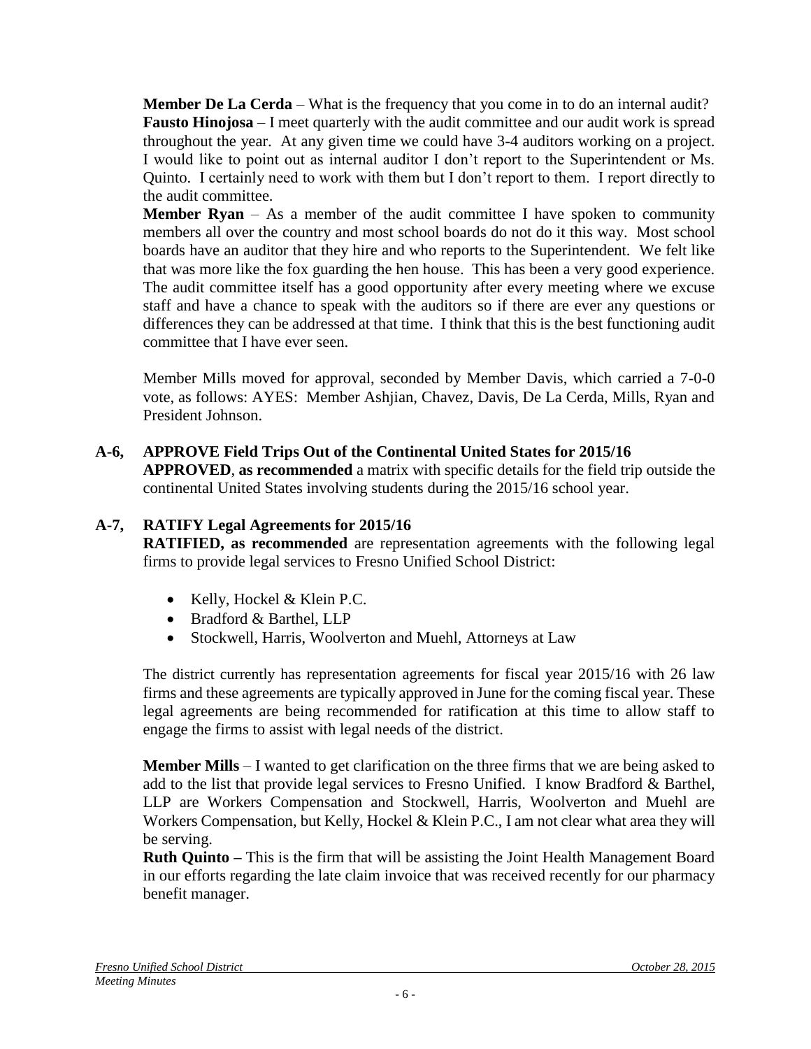**Member De La Cerda** – What is the frequency that you come in to do an internal audit?
**Fausto Hinojosa** – I meet quarterly with the audit committee and our audit work is spread throughout the year. At any given time we could have 3-4 auditors working on a project. I would like to point out as internal auditor I don't report to the Superintendent or Ms. Quinto. I certainly need to work with them but I don't report to them. I report directly to the audit committee.
**Member Ryan** – As a member of the audit committee I have spoken to community members all over the country and most school boards do not do it this way. Most school boards have an auditor that they hire and who reports to the Superintendent. We felt like that was more like the fox guarding the hen house. This has been a very good experience. The audit committee itself has a good opportunity after every meeting where we excuse staff and have a chance to speak with the auditors so if there are ever any questions or differences they can be addressed at that time. I think that this is the best functioning audit committee that I have ever seen.

Member Mills moved for approval, seconded by Member Davis, which carried a 7-0-0 vote, as follows: AYES: Member Ashjian, Chavez, Davis, De La Cerda, Mills, Ryan and President Johnson.

**A-6, APPROVE Field Trips Out of the Continental United States for 2015/16**
**APPROVED**, **as recommended** a matrix with specific details for the field trip outside the continental United States involving students during the 2015/16 school year.

**A-7, RATIFY Legal Agreements for 2015/16**
**RATIFIED, as recommended** are representation agreements with the following legal firms to provide legal services to Fresno Unified School District:

- Kelly, Hockel & Klein P.C.
- Bradford & Barthel, LLP
- Stockwell, Harris, Woolverton and Muehl, Attorneys at Law

The district currently has representation agreements for fiscal year 2015/16 with 26 law firms and these agreements are typically approved in June for the coming fiscal year. These legal agreements are being recommended for ratification at this time to allow staff to engage the firms to assist with legal needs of the district.

**Member Mills** – I wanted to get clarification on the three firms that we are being asked to add to the list that provide legal services to Fresno Unified. I know Bradford & Barthel, LLP are Workers Compensation and Stockwell, Harris, Woolverton and Muehl are Workers Compensation, but Kelly, Hockel & Klein P.C., I am not clear what area they will be serving.
**Ruth Quinto –** This is the firm that will be assisting the Joint Health Management Board in our efforts regarding the late claim invoice that was received recently for our pharmacy benefit manager.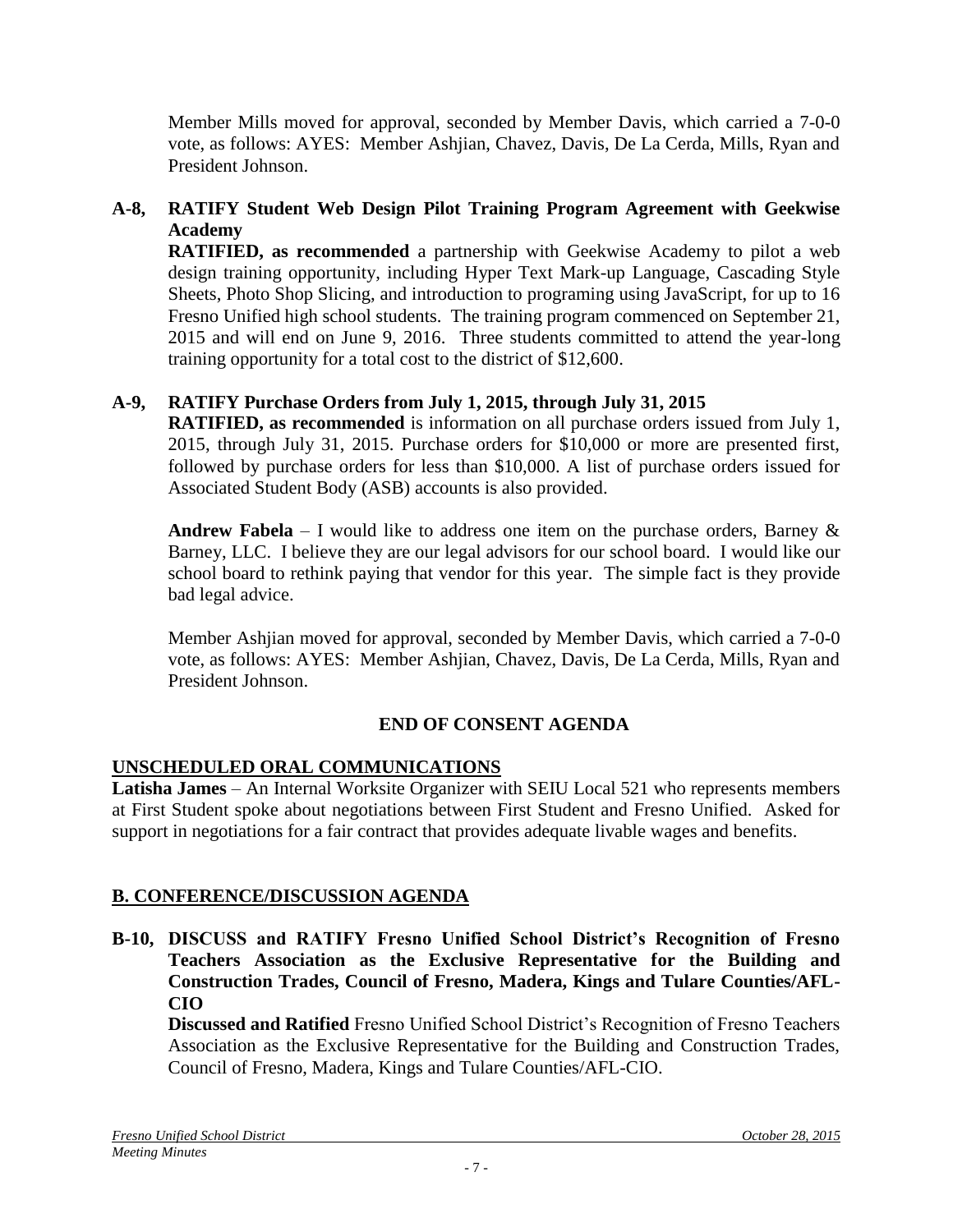Member Mills moved for approval, seconded by Member Davis, which carried a 7-0-0 vote, as follows: AYES: Member Ashjian, Chavez, Davis, De La Cerda, Mills, Ryan and President Johnson.

**A-8, RATIFY Student Web Design Pilot Training Program Agreement with Geekwise Academy**

**RATIFIED, as recommended** a partnership with Geekwise Academy to pilot a web design training opportunity, including Hyper Text Mark-up Language, Cascading Style Sheets, Photo Shop Slicing, and introduction to programing using JavaScript, for up to 16 Fresno Unified high school students. The training program commenced on September 21, 2015 and will end on June 9, 2016. Three students committed to attend the year-long training opportunity for a total cost to the district of $12,600.

**A-9, RATIFY Purchase Orders from July 1, 2015, through July 31, 2015**

**RATIFIED, as recommended** is information on all purchase orders issued from July 1, 2015, through July 31, 2015. Purchase orders for $10,000 or more are presented first, followed by purchase orders for less than $10,000. A list of purchase orders issued for Associated Student Body (ASB) accounts is also provided.

**Andrew Fabela** – I would like to address one item on the purchase orders, Barney & Barney, LLC. I believe they are our legal advisors for our school board. I would like our school board to rethink paying that vendor for this year. The simple fact is they provide bad legal advice.

Member Ashjian moved for approval, seconded by Member Davis, which carried a 7-0-0 vote, as follows: AYES: Member Ashjian, Chavez, Davis, De La Cerda, Mills, Ryan and President Johnson.

**END OF CONSENT AGENDA**

## UNSCHEDULED ORAL COMMUNICATIONS

**Latisha James** – An Internal Worksite Organizer with SEIU Local 521 who represents members at First Student spoke about negotiations between First Student and Fresno Unified. Asked for support in negotiations for a fair contract that provides adequate livable wages and benefits.

## B. CONFERENCE/DISCUSSION AGENDA

**B-10, DISCUSS and RATIFY Fresno Unified School District's Recognition of Fresno Teachers Association as the Exclusive Representative for the Building and Construction Trades, Council of Fresno, Madera, Kings and Tulare Counties/AFL-CIO**

**Discussed and Ratified** Fresno Unified School District's Recognition of Fresno Teachers Association as the Exclusive Representative for the Building and Construction Trades, Council of Fresno, Madera, Kings and Tulare Counties/AFL-CIO.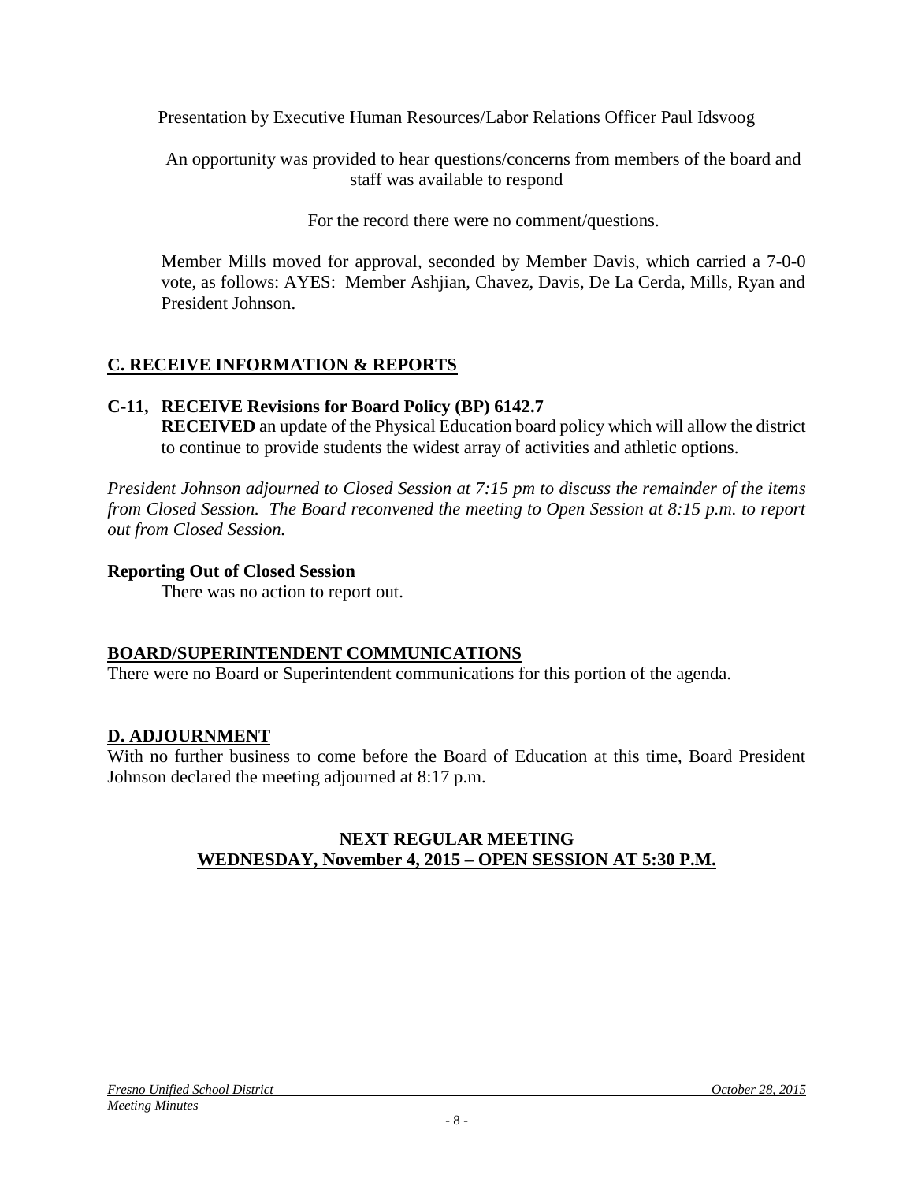Presentation by Executive Human Resources/Labor Relations Officer Paul Idsvoog

An opportunity was provided to hear questions/concerns from members of the board and staff was available to respond

For the record there were no comment/questions.

Member Mills moved for approval, seconded by Member Davis, which carried a 7-0-0 vote, as follows: AYES: Member Ashjian, Chavez, Davis, De La Cerda, Mills, Ryan and President Johnson.

## C. RECEIVE INFORMATION & REPORTS

**C-11, RECEIVE Revisions for Board Policy (BP) 6142.7**
**RECEIVED** an update of the Physical Education board policy which will allow the district to continue to provide students the widest array of activities and athletic options.

*President Johnson adjourned to Closed Session at 7:15 pm to discuss the remainder of the items from Closed Session. The Board reconvened the meeting to Open Session at 8:15 p.m. to report out from Closed Session.*

**Reporting Out of Closed Session**

There was no action to report out.

## BOARD/SUPERINTENDENT COMMUNICATIONS

There were no Board or Superintendent communications for this portion of the agenda.

## D. ADJOURNMENT

With no further business to come before the Board of Education at this time, Board President Johnson declared the meeting adjourned at 8:17 p.m.

**NEXT REGULAR MEETING**
**WEDNESDAY, November 4, 2015 – OPEN SESSION AT 5:30 P.M.**